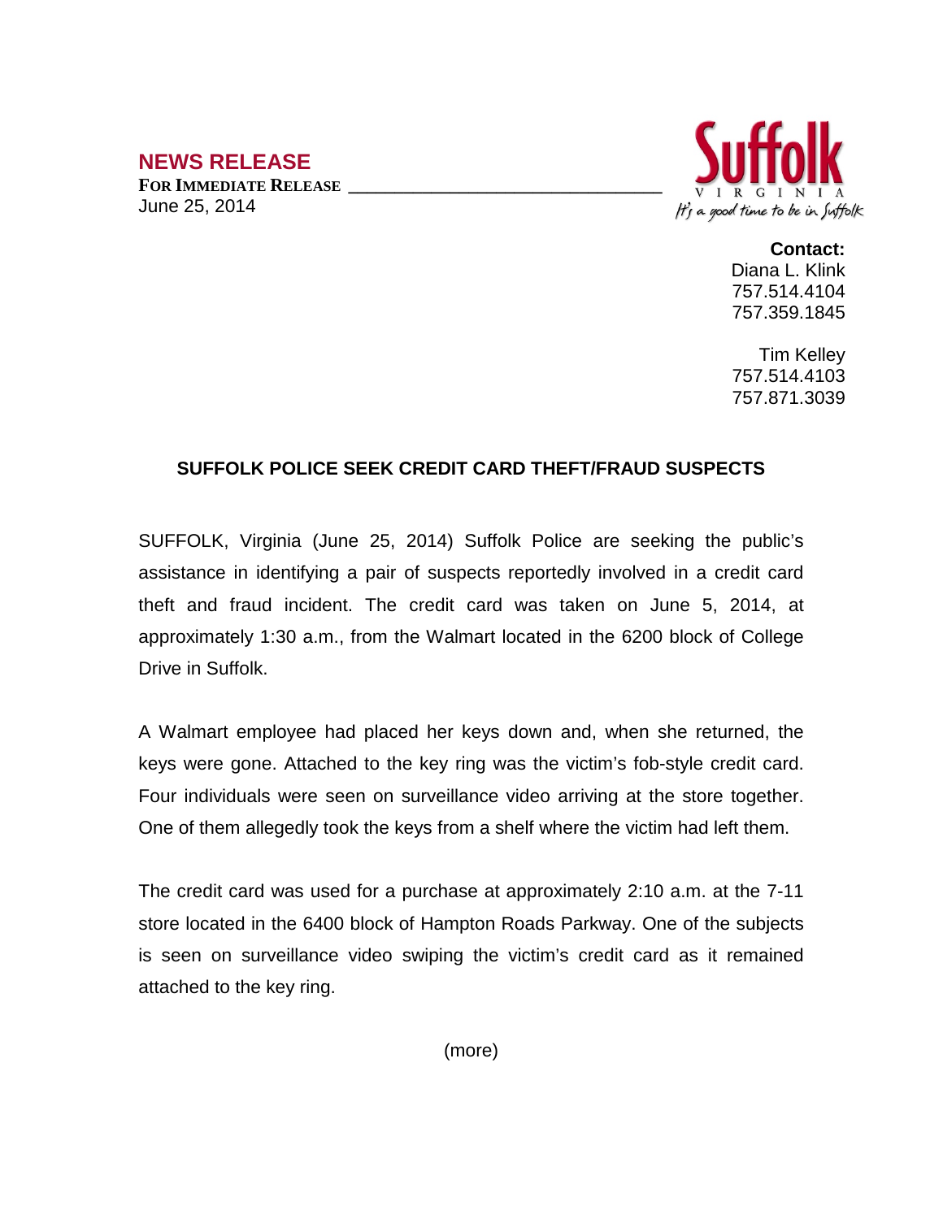## NEWS RELEASE

**FOR IMMEDIATE RELEASE**
June 25, 2014

Suffolk
VIRGINIA
It's a good time to be in Suffolk

**Contact:**
Diana L. Klink
757.514.4104
757.359.1845

Tim Kelley
757.514.4103
757.871.3039

### SUFFOLK POLICE SEEK CREDIT CARD THEFT/FRAUD SUSPECTS

SUFFOLK, Virginia (June 25, 2014) Suffolk Police are seeking the public's assistance in identifying a pair of suspects reportedly involved in a credit card theft and fraud incident. The credit card was taken on June 5, 2014, at approximately 1:30 a.m., from the Walmart located in the 6200 block of College Drive in Suffolk.

A Walmart employee had placed her keys down and, when she returned, the keys were gone. Attached to the key ring was the victim's fob-style credit card. Four individuals were seen on surveillance video arriving at the store together. One of them allegedly took the keys from a shelf where the victim had left them.

The credit card was used for a purchase at approximately 2:10 a.m. at the 7-11 store located in the 6400 block of Hampton Roads Parkway. One of the subjects is seen on surveillance video swiping the victim's credit card as it remained attached to the key ring.

(more)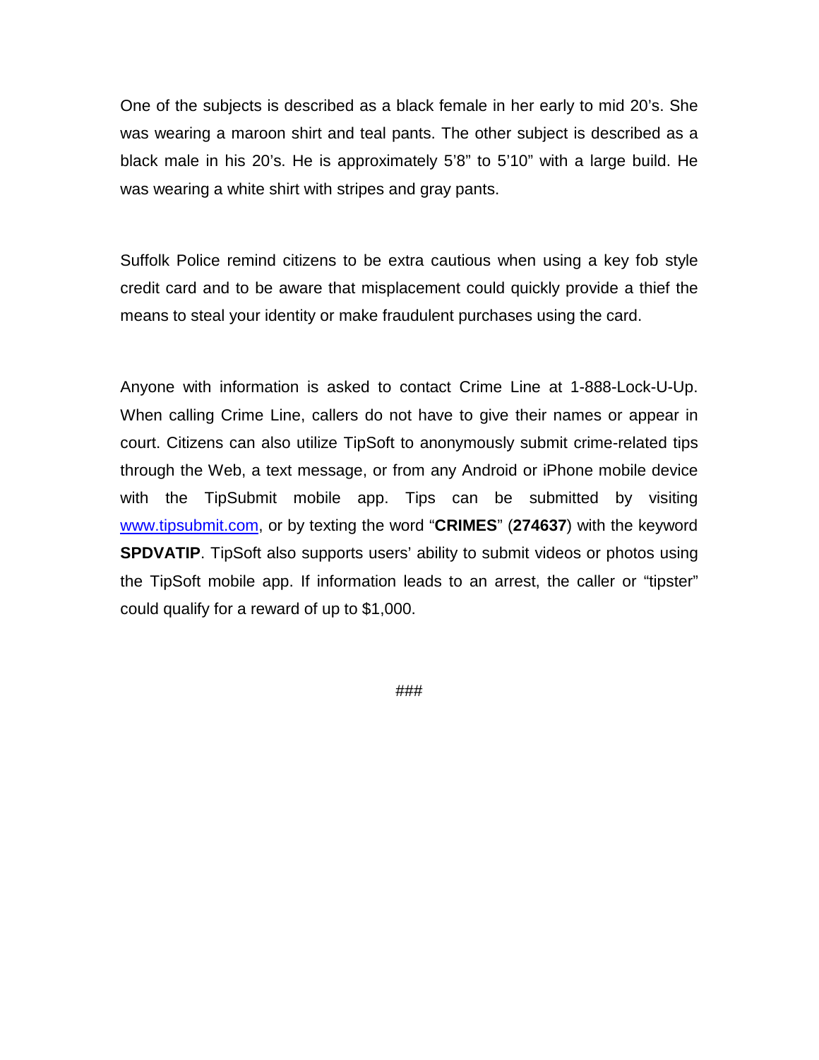One of the subjects is described as a black female in her early to mid 20's. She was wearing a maroon shirt and teal pants. The other subject is described as a black male in his 20's. He is approximately 5'8" to 5'10" with a large build. He was wearing a white shirt with stripes and gray pants.

Suffolk Police remind citizens to be extra cautious when using a key fob style credit card and to be aware that misplacement could quickly provide a thief the means to steal your identity or make fraudulent purchases using the card.

Anyone with information is asked to contact Crime Line at 1-888-Lock-U-Up. When calling Crime Line, callers do not have to give their names or appear in court. Citizens can also utilize TipSoft to anonymously submit crime-related tips through the Web, a text message, or from any Android or iPhone mobile device with the TipSubmit mobile app. Tips can be submitted by visiting [www.tipsubmit.com](http://www.tipsubmit.com), or by texting the word "**CRIMES**" (**274637**) with the keyword **SPDVATIP**. TipSoft also supports users' ability to submit videos or photos using the TipSoft mobile app. If information leads to an arrest, the caller or "tipster" could qualify for a reward of up to $1,000.

###